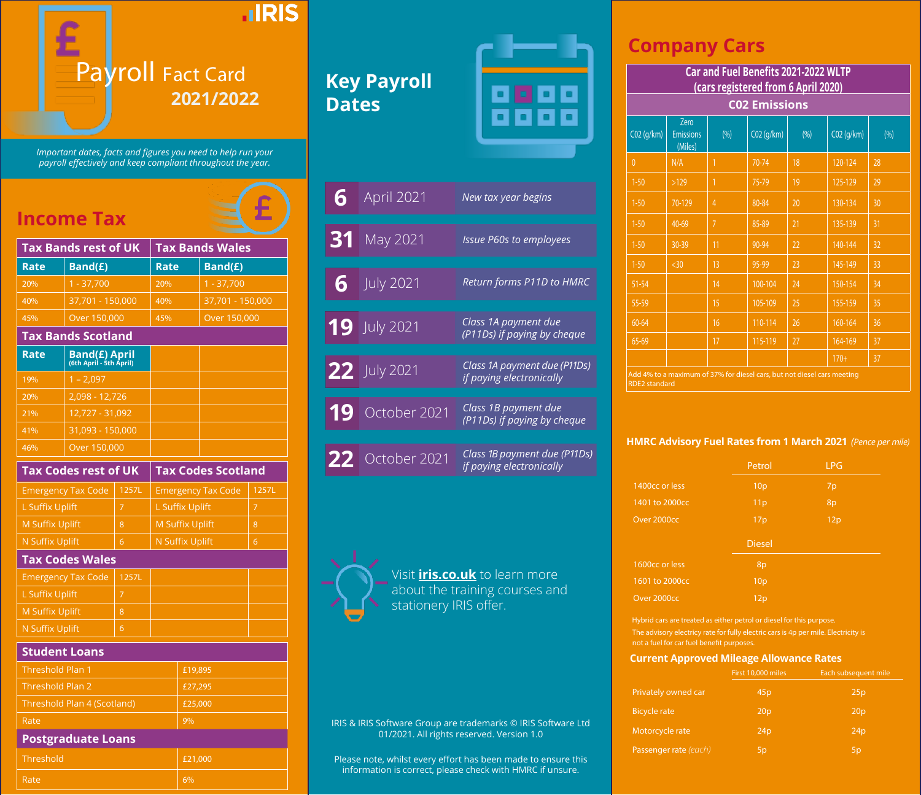# Payroll Fact Card 2021/2022

*Important dates, facts and figures you need to help run your payroll effectively and keep compliant throughout the year.*

## Income Tax

| Tax Bands rest of UK | | Tax Bands Wales | |
|---|---|---|---|
| **Rate** | **Band(£)** | **Rate** | **Band(£)** |
| 20% | 1 - 37,700 | 20% | 1 - 37,700 |
| 40% | 37,701 - 150,000 | 40% | 37,701 - 150,000 |
| 45% | Over 150,000 | 45% | Over 150,000 |

| Tax Bands Scotland | |
|---|---|
| **Rate** | **Band(£) April** (6th April - 5th April) |
| 19% | 1 – 2,097 |
| 20% | 2,098 - 12,726 |
| 21% | 12,727 - 31,092 |
| 41% | 31,093 - 150,000 |
| 46% | Over 150,000 |

| Tax Codes rest of UK | | Tax Codes Scotland | |
|---|---|---|---|
| Emergency Tax Code | 1257L | Emergency Tax Code | 1257L |
| L Suffix Uplift | 7 | L Suffix Uplift | 7 |
| M Suffix Uplift | 8 | M Suffix Uplift | 8 |
| N Suffix Uplift | 6 | N Suffix Uplift | 6 |

| Tax Codes Wales | |
|---|---|
| Emergency Tax Code | 1257L |
| L Suffix Uplift | 7 |
| M Suffix Uplift | 8 |
| N Suffix Uplift | 6 |

| Student Loans | |
|---|---|
| Threshold Plan 1 | £19,895 |
| Threshold Plan 2 | £27,295 |
| Threshold Plan 4 (Scotland) | £25,000 |
| Rate | 9% |

| Postgraduate Loans | |
|---|---|
| Threshold | £21,000 |
| Rate | 6% |

## Key Payroll Dates

| Date | | Event |
|---|---|---|
| 6 | April 2021 | *New tax year begins* |
| 31 | May 2021 | *Issue P60s to employees* |
| 6 | July 2021 | *Return forms P11D to HMRC* |
| 19 | July 2021 | *Class 1A payment due (P11Ds) if paying by cheque* |
| 22 | July 2021 | *Class 1A payment due (P11Ds) if paying electronically* |
| 19 | October 2021 | *Class 1B payment due (P11Ds) if paying by cheque* |
| 22 | October 2021 | *Class 1B payment due (P11Ds) if paying electronically* |

Visit **iris.co.uk** to learn more about the training courses and stationery IRIS offer.

IRIS & IRIS Software Group are trademarks © IRIS Software Ltd 01/2021. All rights reserved. Version 1.0

Please note, whilst every effort has been made to ensure this information is correct, please check with HMRC if unsure.

## Company Cars

| Car and Fuel Benefits 2021-2022 WLTP (cars registered from 6 April 2020) | | | | | | |
|---|---|---|---|---|---|---|
| **C02 Emissions** | | | | | | |
| C02 (g/km) | Zero Emissions (Miles) | (%) | C02 (g/km) | (%) | C02 (g/km) | (%) |
| 0 | N/A | 1 | 70-74 | 18 | 120-124 | 28 |
| 1-50 | >129 | 1 | 75-79 | 19 | 125-129 | 29 |
| 1-50 | 70-129 | 4 | 80-84 | 20 | 130-134 | 30 |
| 1-50 | 40-69 | 7 | 85-89 | 21 | 135-139 | 31 |
| 1-50 | 30-39 | 11 | 90-94 | 22 | 140-144 | 32 |
| 1-50 | <30 | 13 | 95-99 | 23 | 145-149 | 33 |
| 51-54 | | 14 | 100-104 | 24 | 150-154 | 34 |
| 55-59 | | 15 | 105-109 | 25 | 155-159 | 35 |
| 60-64 | | 16 | 110-114 | 26 | 160-164 | 36 |
| 65-69 | | 17 | 115-119 | 27 | 164-169 | 37 |
| | | | | | 170+ | 37 |

Add 4% to a maximum of 37% for diesel cars, but not diesel cars meeting RDE2 standard

### HMRC Advisory Fuel Rates from 1 March 2021 *(Pence per mile)*

| | Petrol | LPG |
|---|---|---|
| 1400cc or less | 10p | 7p |
| 1401 to 2000cc | 11p | 8p |
| Over 2000cc | 17p | 12p |

| | Diesel |
|---|---|
| 1600cc or less | 8p |
| 1601 to 2000cc | 10p |
| Over 2000cc | 12p |

Hybrid cars are treated as either petrol or diesel for this purpose.

The advisory electricity rate for fully electric cars is 4p per mile. Electricity is not a fuel for car fuel benefit purposes.

### Current Approved Mileage Allowance Rates

| | First 10,000 miles | Each subsequent mile |
|---|---|---|
| Privately owned car | 45p | 25p |
| Bicycle rate | 20p | 20p |
| Motorcycle rate | 24p | 24p |
| Passenger rate *(each)* | 5p | 5p |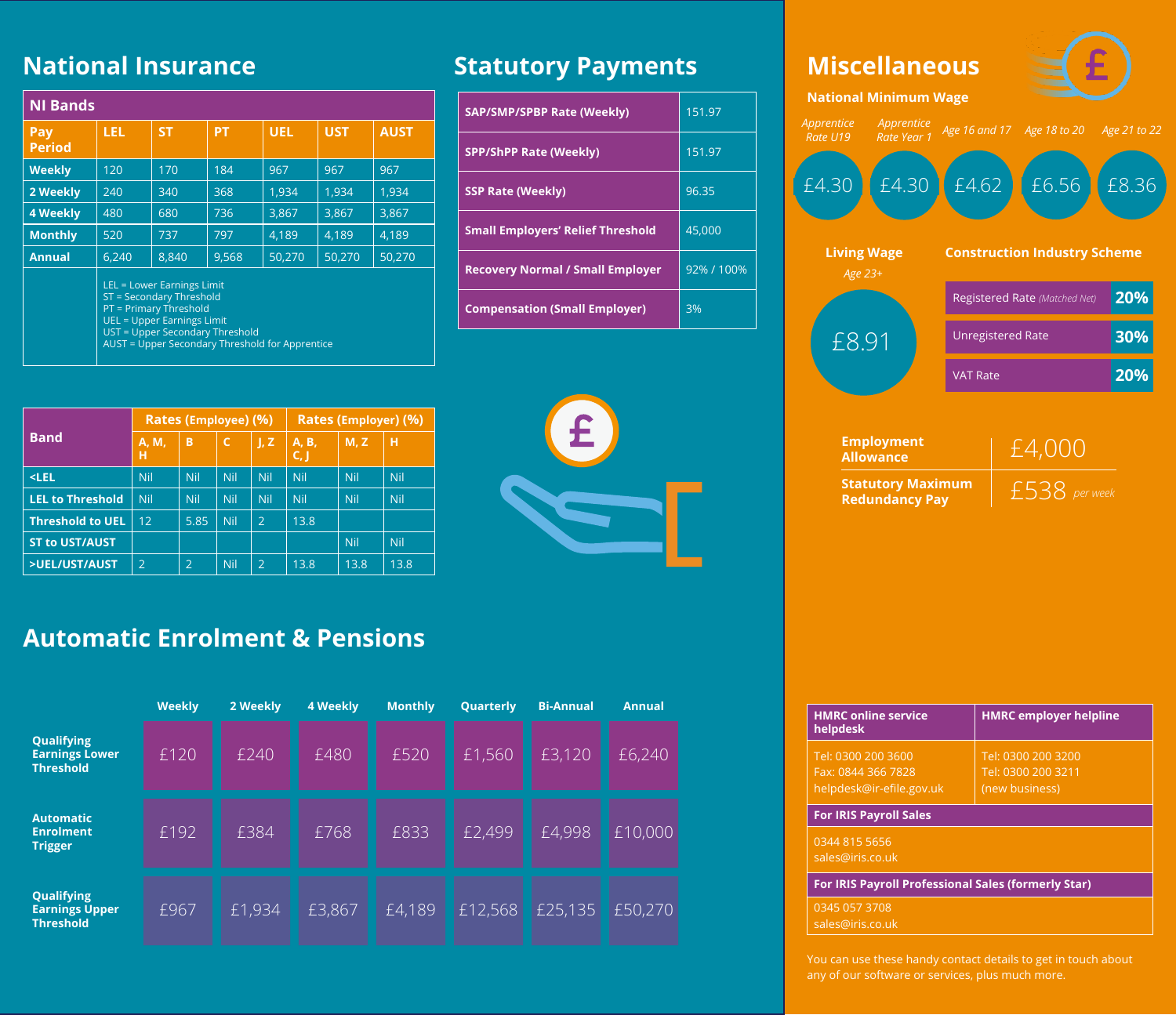## National Insurance

| NI Bands | | | | | | |
|---|---|---|---|---|---|---|
| **Pay Period** | **LEL** | **ST** | **PT** | **UEL** | **UST** | **AUST** |
| **Weekly** | 120 | 170 | 184 | 967 | 967 | 967 |
| **2 Weekly** | 240 | 340 | 368 | 1,934 | 1,934 | 1,934 |
| **4 Weekly** | 480 | 680 | 736 | 3,867 | 3,867 | 3,867 |
| **Monthly** | 520 | 737 | 797 | 4,189 | 4,189 | 4,189 |
| **Annual** | 6,240 | 8,840 | 9,568 | 50,270 | 50,270 | 50,270 |

LEL = Lower Earnings Limit
ST = Secondary Threshold
PT = Primary Threshold
UEL = Upper Earnings Limit
UST = Upper Secondary Threshold
AUST = Upper Secondary Threshold for Apprentice

| Band | Rates (Employee) (%) | | | | Rates (Employer) (%) | | |
|---|---|---|---|---|---|---|---|
| | **A, M, H** | **B** | **C** | **J, Z** | **A, B, C, J** | **M, Z** | **H** |
| **<LEL** | Nil | Nil | Nil | Nil | Nil | Nil | Nil |
| **LEL to Threshold** | Nil | Nil | Nil | Nil | Nil | Nil | Nil |
| **Threshold to UEL** | 12 | 5.85 | Nil | 2 | 13.8 | | |
| **ST to UST/AUST** | | | | | | Nil | Nil |
| **>UEL/UST/AUST** | 2 | 2 | Nil | 2 | 13.8 | 13.8 | 13.8 |

## Statutory Payments

| | |
|---|---|
| **SAP/SMP/SPBP Rate (Weekly)** | 151.97 |
| **SPP/ShPP Rate (Weekly)** | 151.97 |
| **SSP Rate (Weekly)** | 96.35 |
| **Small Employers' Relief Threshold** | 45,000 |
| **Recovery Normal / Small Employer** | 92% / 100% |
| **Compensation (Small Employer)** | 3% |

## Automatic Enrolment & Pensions

| | Weekly | 2 Weekly | 4 Weekly | Monthly | Quarterly | Bi-Annual | Annual |
|---|---|---|---|---|---|---|---|
| **Qualifying Earnings Lower Threshold** | £120 | £240 | £480 | £520 | £1,560 | £3,120 | £6,240 |
| **Automatic Enrolment Trigger** | £192 | £384 | £768 | £833 | £2,499 | £4,998 | £10,000 |
| **Qualifying Earnings Upper Threshold** | £967 | £1,934 | £3,867 | £4,189 | £12,568 | £25,135 | £50,270 |

## Miscellaneous

### National Minimum Wage

| *Apprentice Rate U19* | *Apprentice Rate Year 1* | *Age 16 and 17* | *Age 18 to 20* | *Age 21 to 22* |
|---|---|---|---|---|
| £4.30 | £4.30 | £4.62 | £6.56 | £8.36 |

### Living Wage

*Age 23+*

£8.91

### Construction Industry Scheme

| | |
|---|---|
| Registered Rate *(Matched Net)* | **20%** |
| Unregistered Rate | **30%** |
| VAT Rate | **20%** |

| | |
|---|---|
| **Employment Allowance** | £4,000 |
| **Statutory Maximum Redundancy Pay** | £538 *per week* |

| HMRC online service helpdesk | HMRC employer helpline |
|---|---|
| Tel: 0300 200 3600<br>Fax: 0844 366 7828<br>helpdesk@ir-efile.gov.uk | Tel: 0300 200 3200<br>Tel: 0300 200 3211<br>(new business) |
| **For IRIS Payroll Sales** | |
| 0344 815 5656<br>sales@iris.co.uk | |
| **For IRIS Payroll Professional Sales (formerly Star)** | |
| 0345 057 3708<br>sales@iris.co.uk | |

You can use these handy contact details to get in touch about any of our software or services, plus much more.